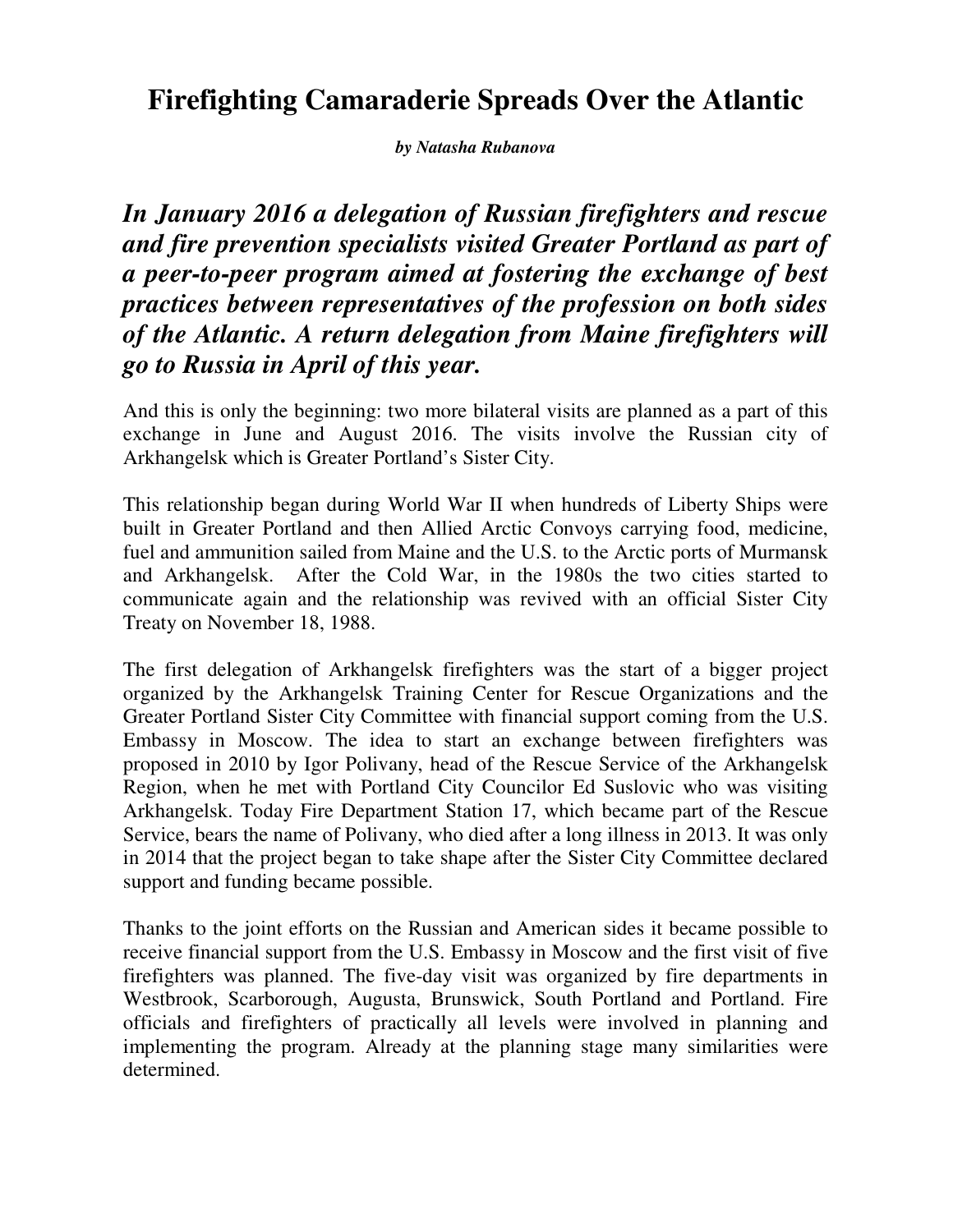# Firefighting Camaraderie Spreads Over the Atlantic

***by Natasha Rubanova***

***In January 2016 a delegation of Russian firefighters and rescue and fire prevention specialists visited Greater Portland as part of a peer-to-peer program aimed at fostering the exchange of best practices between representatives of the profession on both sides of the Atlantic. A return delegation from Maine firefighters will go to Russia in April of this year.***

And this is only the beginning: two more bilateral visits are planned as a part of this exchange in June and August 2016. The visits involve the Russian city of Arkhangelsk which is Greater Portland's Sister City.

This relationship began during World War II when hundreds of Liberty Ships were built in Greater Portland and then Allied Arctic Convoys carrying food, medicine, fuel and ammunition sailed from Maine and the U.S. to the Arctic ports of Murmansk and Arkhangelsk. After the Cold War, in the 1980s the two cities started to communicate again and the relationship was revived with an official Sister City Treaty on November 18, 1988.

The first delegation of Arkhangelsk firefighters was the start of a bigger project organized by the Arkhangelsk Training Center for Rescue Organizations and the Greater Portland Sister City Committee with financial support coming from the U.S. Embassy in Moscow. The idea to start an exchange between firefighters was proposed in 2010 by Igor Polivany, head of the Rescue Service of the Arkhangelsk Region, when he met with Portland City Councilor Ed Suslovic who was visiting Arkhangelsk. Today Fire Department Station 17, which became part of the Rescue Service, bears the name of Polivany, who died after a long illness in 2013. It was only in 2014 that the project began to take shape after the Sister City Committee declared support and funding became possible.

Thanks to the joint efforts on the Russian and American sides it became possible to receive financial support from the U.S. Embassy in Moscow and the first visit of five firefighters was planned. The five-day visit was organized by fire departments in Westbrook, Scarborough, Augusta, Brunswick, South Portland and Portland. Fire officials and firefighters of practically all levels were involved in planning and implementing the program. Already at the planning stage many similarities were determined.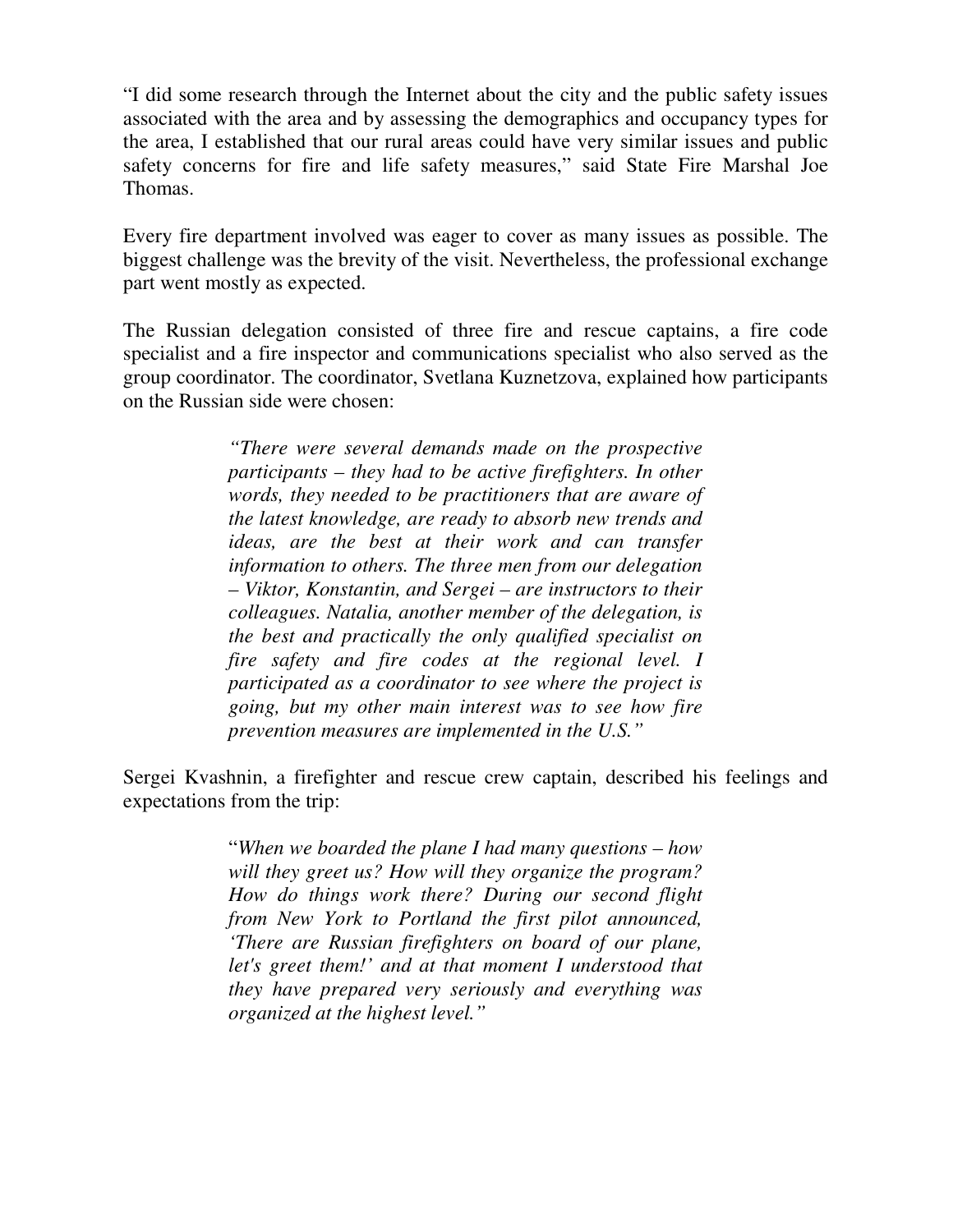"I did some research through the Internet about the city and the public safety issues associated with the area and by assessing the demographics and occupancy types for the area, I established that our rural areas could have very similar issues and public safety concerns for fire and life safety measures," said State Fire Marshal Joe Thomas.

Every fire department involved was eager to cover as many issues as possible. The biggest challenge was the brevity of the visit. Nevertheless, the professional exchange part went mostly as expected.

The Russian delegation consisted of three fire and rescue captains, a fire code specialist and a fire inspector and communications specialist who also served as the group coordinator. The coordinator, Svetlana Kuznetzova, explained how participants on the Russian side were chosen:

> *"There were several demands made on the prospective participants – they had to be active firefighters. In other words, they needed to be practitioners that are aware of the latest knowledge, are ready to absorb new trends and ideas, are the best at their work and can transfer information to others. The three men from our delegation – Viktor, Konstantin, and Sergei – are instructors to their colleagues. Natalia, another member of the delegation, is the best and practically the only qualified specialist on fire safety and fire codes at the regional level. I participated as a coordinator to see where the project is going, but my other main interest was to see how fire prevention measures are implemented in the U.S."*

Sergei Kvashnin, a firefighter and rescue crew captain, described his feelings and expectations from the trip:

> "*When we boarded the plane I had many questions – how will they greet us? How will they organize the program? How do things work there? During our second flight from New York to Portland the first pilot announced, 'There are Russian firefighters on board of our plane, let's greet them!' and at that moment I understood that they have prepared very seriously and everything was organized at the highest level."*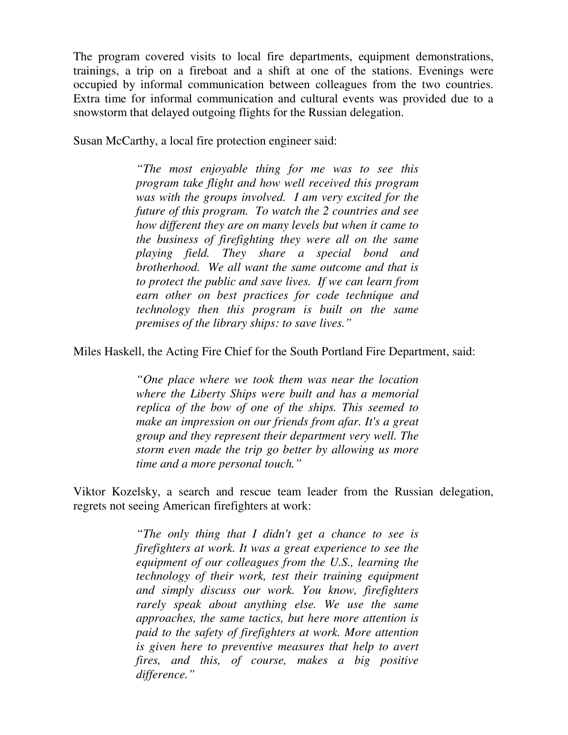The program covered visits to local fire departments, equipment demonstrations, trainings, a trip on a fireboat and a shift at one of the stations. Evenings were occupied by informal communication between colleagues from the two countries. Extra time for informal communication and cultural events was provided due to a snowstorm that delayed outgoing flights for the Russian delegation.

Susan McCarthy, a local fire protection engineer said:

> *"The most enjoyable thing for me was to see this program take flight and how well received this program was with the groups involved. I am very excited for the future of this program. To watch the 2 countries and see how different they are on many levels but when it came to the business of firefighting they were all on the same playing field. They share a special bond and brotherhood. We all want the same outcome and that is to protect the public and save lives. If we can learn from earn other on best practices for code technique and technology then this program is built on the same premises of the library ships: to save lives."*

Miles Haskell, the Acting Fire Chief for the South Portland Fire Department, said:

> *"One place where we took them was near the location where the Liberty Ships were built and has a memorial replica of the bow of one of the ships. This seemed to make an impression on our friends from afar. It's a great group and they represent their department very well. The storm even made the trip go better by allowing us more time and a more personal touch."*

Viktor Kozelsky, a search and rescue team leader from the Russian delegation, regrets not seeing American firefighters at work:

> *"The only thing that I didn't get a chance to see is firefighters at work. It was a great experience to see the equipment of our colleagues from the U.S., learning the technology of their work, test their training equipment and simply discuss our work. You know, firefighters rarely speak about anything else. We use the same approaches, the same tactics, but here more attention is paid to the safety of firefighters at work. More attention is given here to preventive measures that help to avert fires, and this, of course, makes a big positive difference."*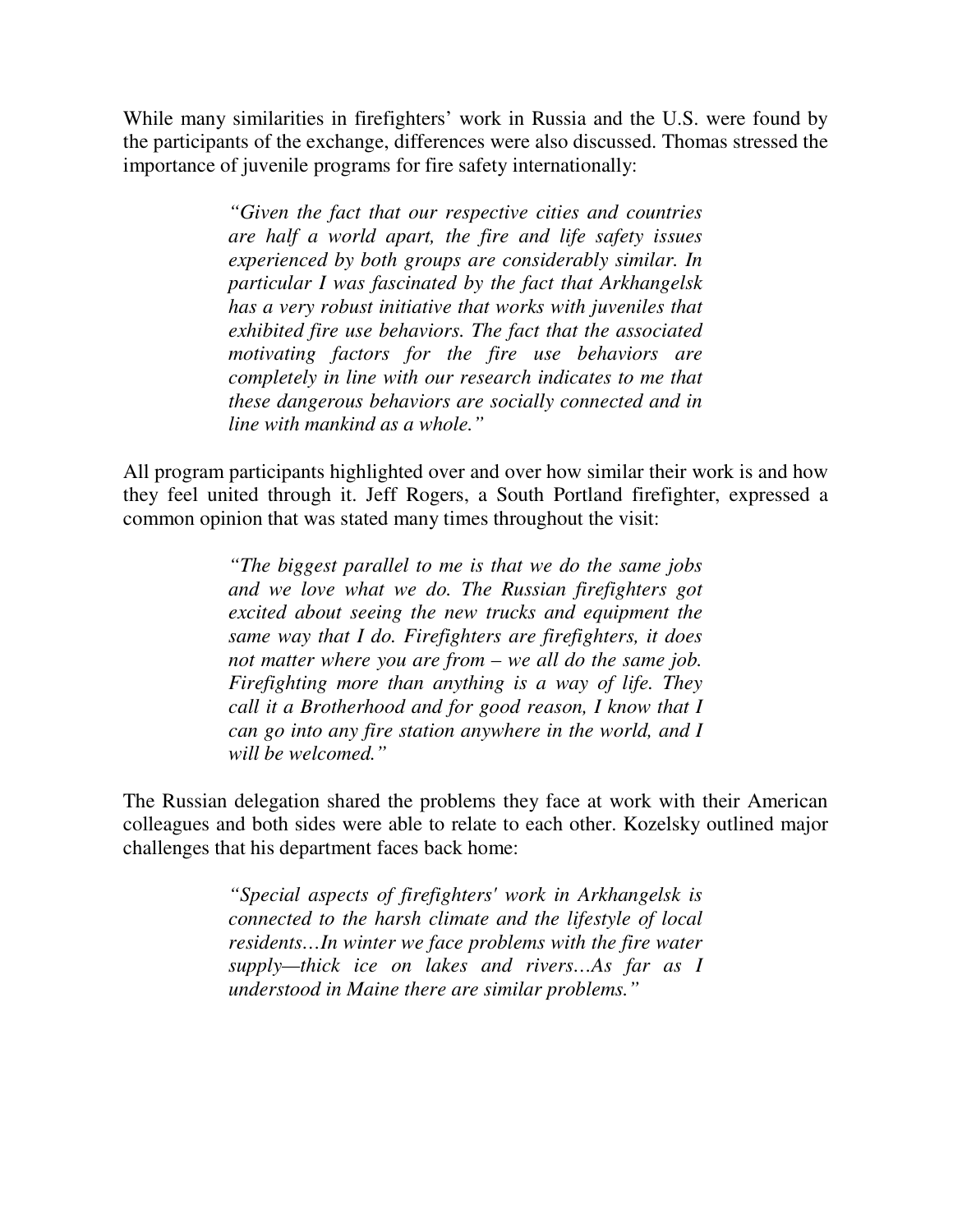While many similarities in firefighters' work in Russia and the U.S. were found by the participants of the exchange, differences were also discussed. Thomas stressed the importance of juvenile programs for fire safety internationally:

> *"Given the fact that our respective cities and countries are half a world apart, the fire and life safety issues experienced by both groups are considerably similar. In particular I was fascinated by the fact that Arkhangelsk has a very robust initiative that works with juveniles that exhibited fire use behaviors. The fact that the associated motivating factors for the fire use behaviors are completely in line with our research indicates to me that these dangerous behaviors are socially connected and in line with mankind as a whole."*

All program participants highlighted over and over how similar their work is and how they feel united through it. Jeff Rogers, a South Portland firefighter, expressed a common opinion that was stated many times throughout the visit:

> *"The biggest parallel to me is that we do the same jobs and we love what we do. The Russian firefighters got excited about seeing the new trucks and equipment the same way that I do. Firefighters are firefighters, it does not matter where you are from – we all do the same job. Firefighting more than anything is a way of life. They call it a Brotherhood and for good reason, I know that I can go into any fire station anywhere in the world, and I will be welcomed."*

The Russian delegation shared the problems they face at work with their American colleagues and both sides were able to relate to each other. Kozelsky outlined major challenges that his department faces back home:

> *"Special aspects of firefighters' work in Arkhangelsk is connected to the harsh climate and the lifestyle of local residents…In winter we face problems with the fire water supply—thick ice on lakes and rivers…As far as I understood in Maine there are similar problems."*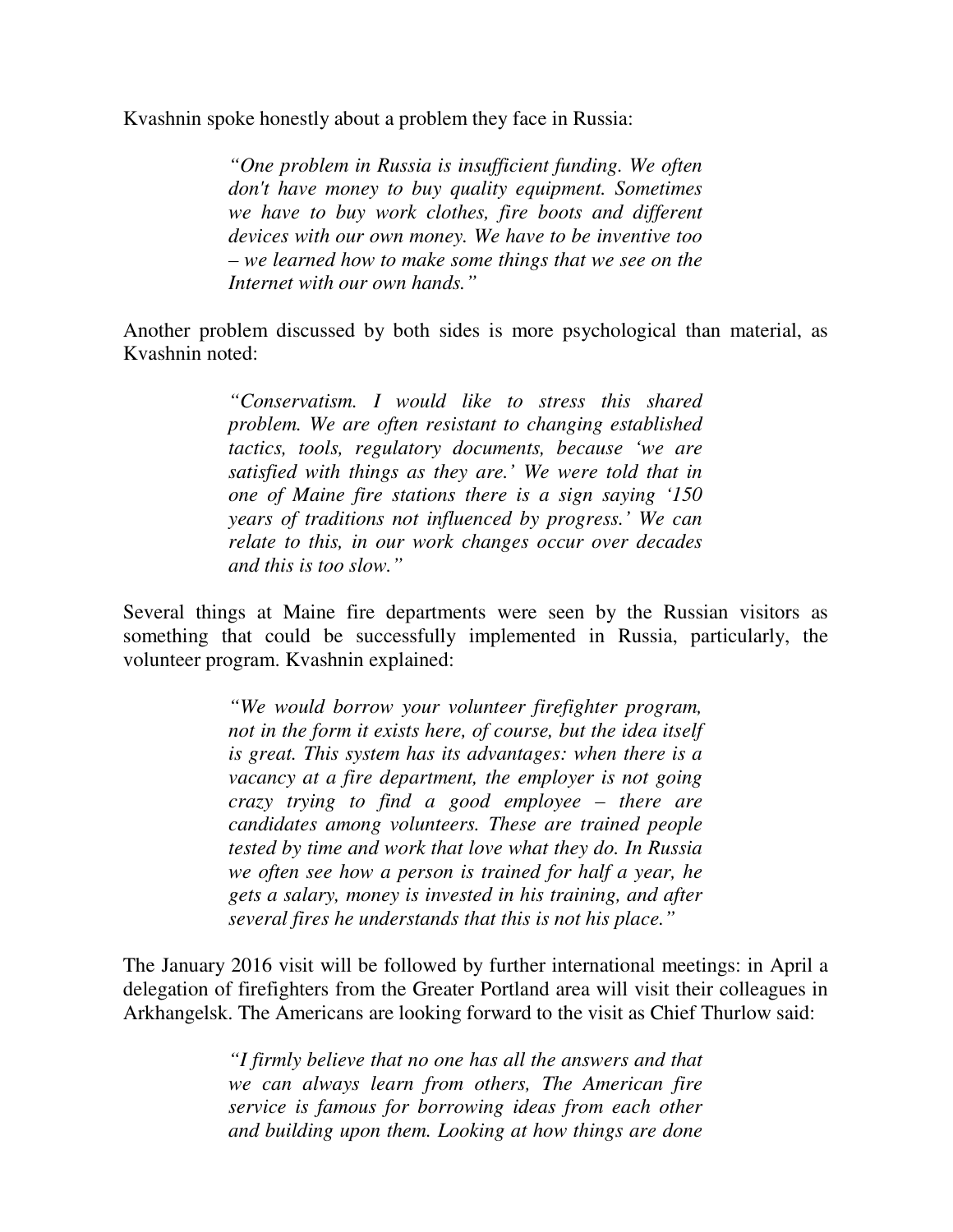Kvashnin spoke honestly about a problem they face in Russia:

> *"One problem in Russia is insufficient funding. We often don't have money to buy quality equipment. Sometimes we have to buy work clothes, fire boots and different devices with our own money. We have to be inventive too – we learned how to make some things that we see on the Internet with our own hands."*

Another problem discussed by both sides is more psychological than material, as Kvashnin noted:

> *"Conservatism. I would like to stress this shared problem. We are often resistant to changing established tactics, tools, regulatory documents, because 'we are satisfied with things as they are.' We were told that in one of Maine fire stations there is a sign saying '150 years of traditions not influenced by progress.' We can relate to this, in our work changes occur over decades and this is too slow."*

Several things at Maine fire departments were seen by the Russian visitors as something that could be successfully implemented in Russia, particularly, the volunteer program. Kvashnin explained:

> *"We would borrow your volunteer firefighter program, not in the form it exists here, of course, but the idea itself is great. This system has its advantages: when there is a vacancy at a fire department, the employer is not going crazy trying to find a good employee – there are candidates among volunteers. These are trained people tested by time and work that love what they do. In Russia we often see how a person is trained for half a year, he gets a salary, money is invested in his training, and after several fires he understands that this is not his place."*

The January 2016 visit will be followed by further international meetings: in April a delegation of firefighters from the Greater Portland area will visit their colleagues in Arkhangelsk. The Americans are looking forward to the visit as Chief Thurlow said:

> *"I firmly believe that no one has all the answers and that we can always learn from others, The American fire service is famous for borrowing ideas from each other and building upon them. Looking at how things are done*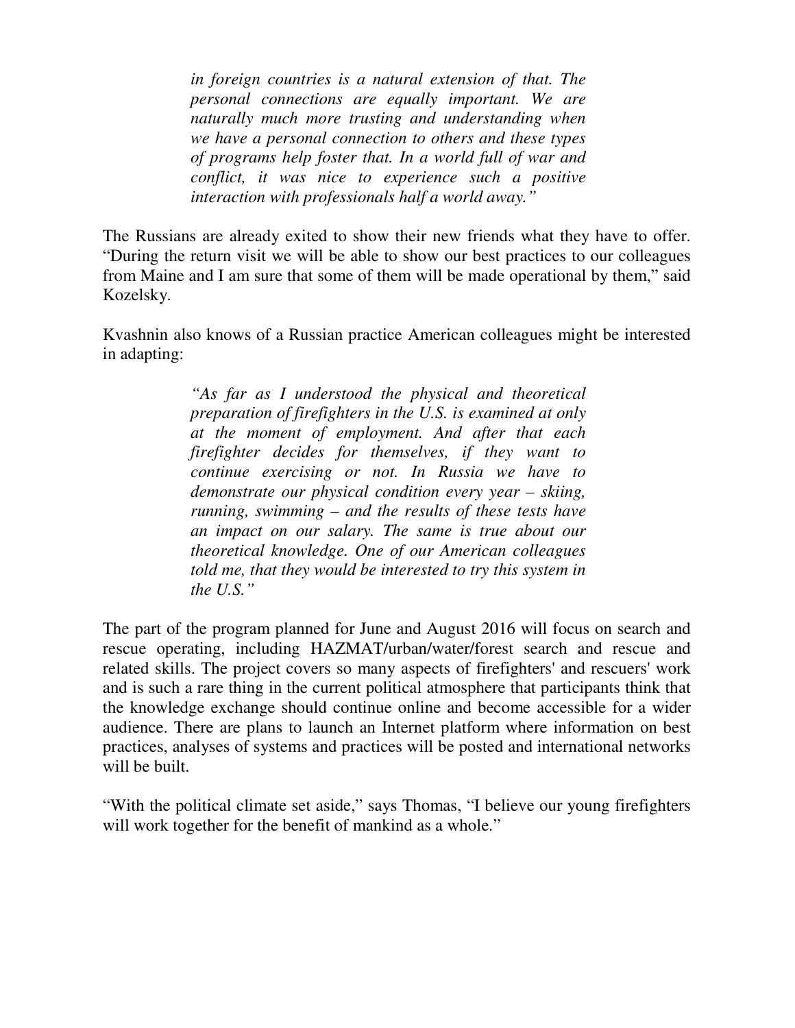*in foreign countries is a natural extension of that. The personal connections are equally important. We are naturally much more trusting and understanding when we have a personal connection to others and these types of programs help foster that. In a world full of war and conflict, it was nice to experience such a positive interaction with professionals half a world away."*

The Russians are already exited to show their new friends what they have to offer. "During the return visit we will be able to show our best practices to our colleagues from Maine and I am sure that some of them will be made operational by them," said Kozelsky.

Kvashnin also knows of a Russian practice American colleagues might be interested in adapting:

> *"As far as I understood the physical and theoretical preparation of firefighters in the U.S. is examined at only at the moment of employment. And after that each firefighter decides for themselves, if they want to continue exercising or not. In Russia we have to demonstrate our physical condition every year – skiing, running, swimming – and the results of these tests have an impact on our salary. The same is true about our theoretical knowledge. One of our American colleagues told me, that they would be interested to try this system in the U.S."*

The part of the program planned for June and August 2016 will focus on search and rescue operating, including HAZMAT/urban/water/forest search and rescue and related skills. The project covers so many aspects of firefighters' and rescuers' work and is such a rare thing in the current political atmosphere that participants think that the knowledge exchange should continue online and become accessible for a wider audience. There are plans to launch an Internet platform where information on best practices, analyses of systems and practices will be posted and international networks will be built.

"With the political climate set aside," says Thomas, "I believe our young firefighters will work together for the benefit of mankind as a whole."